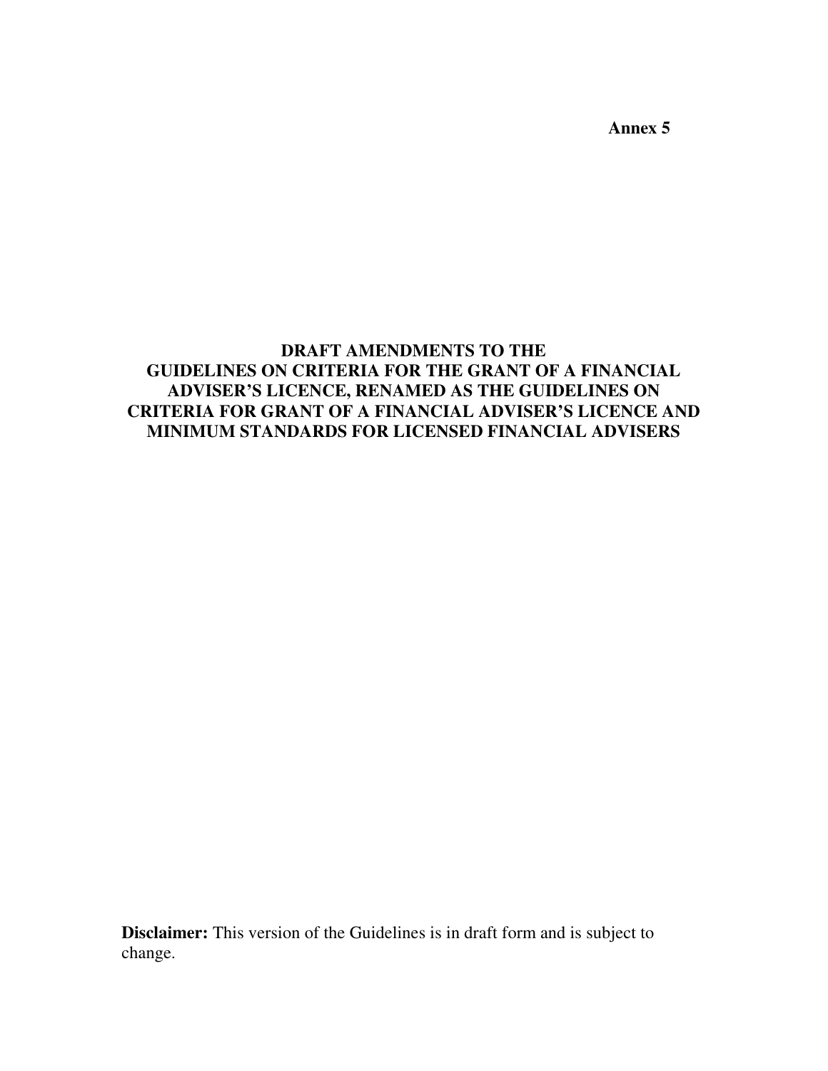**Annex 5**

# DRAFT AMENDMENTS TO THE GUIDELINES ON CRITERIA FOR THE GRANT OF A FINANCIAL ADVISER'S LICENCE, RENAMED AS THE GUIDELINES ON CRITERIA FOR GRANT OF A FINANCIAL ADVISER'S LICENCE AND MINIMUM STANDARDS FOR LICENSED FINANCIAL ADVISERS

**Disclaimer:** This version of the Guidelines is in draft form and is subject to change.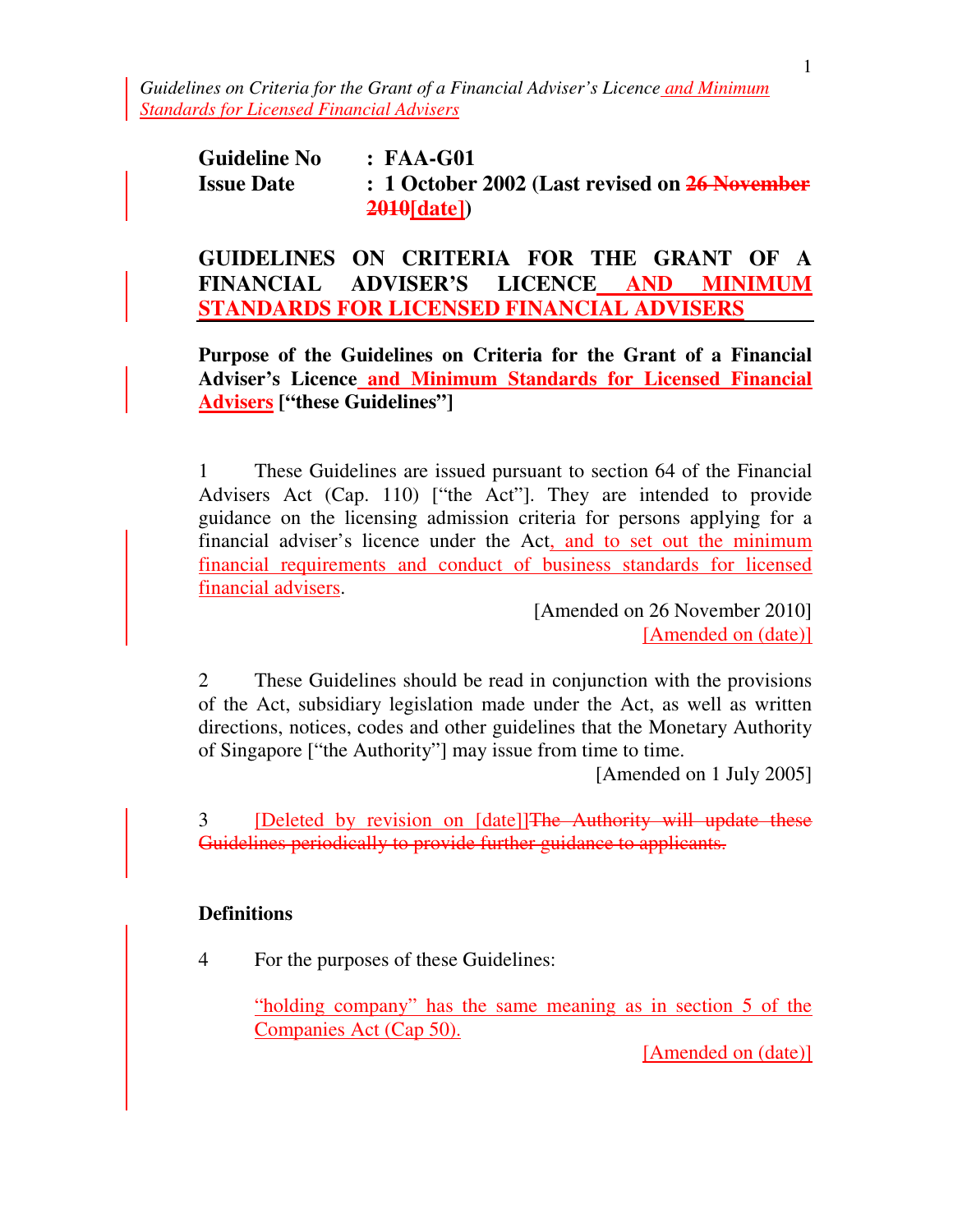*Guidelines on Criteria for the Grant of a Financial Adviser's Licence and Minimum Standards for Licensed Financial Advisers*

**Guideline No : FAA-G01**

**Issue Date : 1 October 2002 (Last revised on ~~26 November 2010~~[date])**

# GUIDELINES ON CRITERIA FOR THE GRANT OF A FINANCIAL ADVISER'S LICENCE AND MINIMUM STANDARDS FOR LICENSED FINANCIAL ADVISERS

**Purpose of the Guidelines on Criteria for the Grant of a Financial Adviser's Licence and Minimum Standards for Licensed Financial Advisers ["these Guidelines"]**

1 These Guidelines are issued pursuant to section 64 of the Financial Advisers Act (Cap. 110) ["the Act"]. They are intended to provide guidance on the licensing admission criteria for persons applying for a financial adviser's licence under the Act, and to set out the minimum financial requirements and conduct of business standards for licensed financial advisers.

[Amended on 26 November 2010]
[Amended on (date)]

2 These Guidelines should be read in conjunction with the provisions of the Act, subsidiary legislation made under the Act, as well as written directions, notices, codes and other guidelines that the Monetary Authority of Singapore ["the Authority"] may issue from time to time.

[Amended on 1 July 2005]

3 [Deleted by revision on [date]]~~The Authority will update these Guidelines periodically to provide further guidance to applicants.~~

**Definitions**

4 For the purposes of these Guidelines:

"holding company" has the same meaning as in section 5 of the Companies Act (Cap 50).

[Amended on (date)]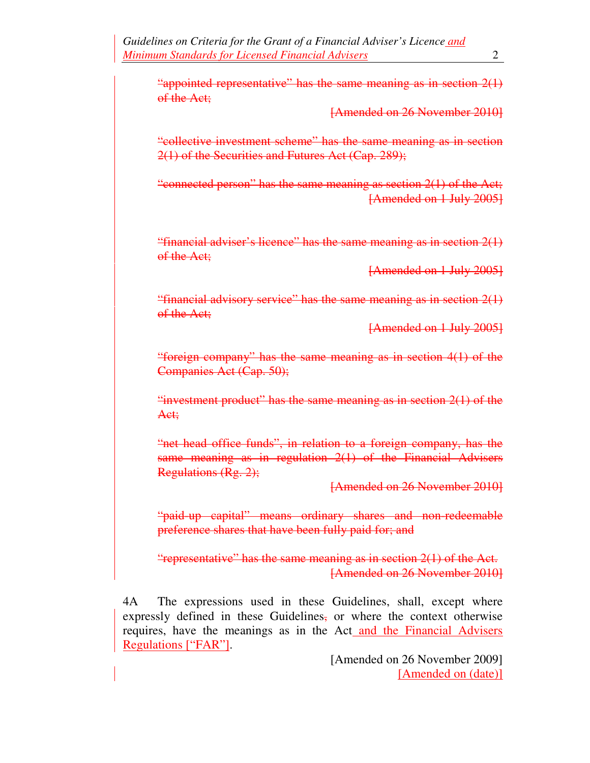~~"appointed representative" has the same meaning as in section 2(1) of the Act;~~

~~[Amended on 26 November 2010]~~

~~"collective investment scheme" has the same meaning as in section 2(1) of the Securities and Futures Act (Cap. 289);~~

~~"connected person" has the same meaning as section 2(1) of the Act;~~
~~[Amended on 1 July 2005]~~

~~"financial adviser's licence" has the same meaning as in section 2(1) of the Act;~~

~~[Amended on 1 July 2005]~~

~~"financial advisory service" has the same meaning as in section 2(1) of the Act;~~

~~[Amended on 1 July 2005]~~

~~"foreign company" has the same meaning as in section 4(1) of the Companies Act (Cap. 50);~~

~~"investment product" has the same meaning as in section 2(1) of the Act;~~

~~"net head office funds", in relation to a foreign company, has the same meaning as in regulation 2(1) of the Financial Advisers Regulations (Rg. 2);~~

~~[Amended on 26 November 2010]~~

~~"paid-up capital" means ordinary shares and non-redeemable preference shares that have been fully paid for; and~~

~~"representative" has the same meaning as in section 2(1) of the Act.~~
~~[Amended on 26 November 2010]~~

4A The expressions used in these Guidelines, shall, except where expressly defined in these Guidelines~~,~~ or where the context otherwise requires, have the meanings as in the Act and the Financial Advisers Regulations ["FAR"].

[Amended on 26 November 2009]
[Amended on (date)]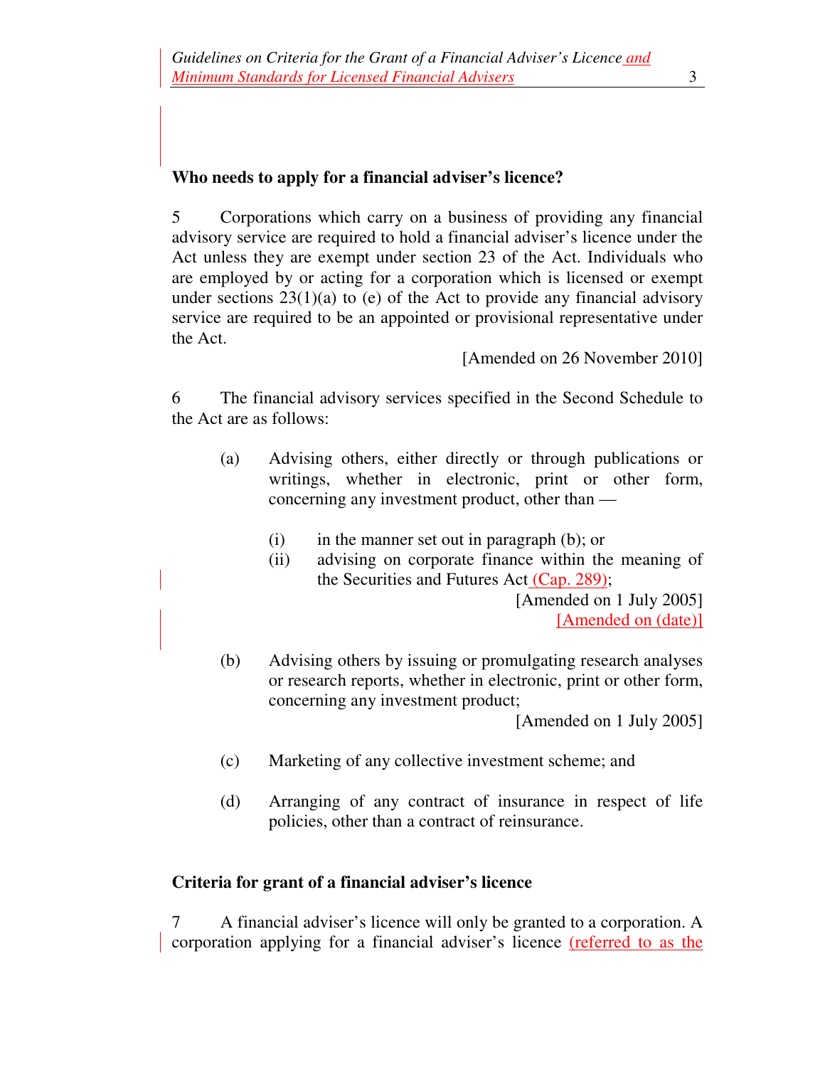## Who needs to apply for a financial adviser's licence?

5 Corporations which carry on a business of providing any financial advisory service are required to hold a financial adviser's licence under the Act unless they are exempt under section 23 of the Act. Individuals who are employed by or acting for a corporation which is licensed or exempt under sections 23(1)(a) to (e) of the Act to provide any financial advisory service are required to be an appointed or provisional representative under the Act.

[Amended on 26 November 2010]

6 The financial advisory services specified in the Second Schedule to the Act are as follows:

(a) Advising others, either directly or through publications or writings, whether in electronic, print or other form, concerning any investment product, other than —

(i) in the manner set out in paragraph (b); or
(ii) advising on corporate finance within the meaning of the Securities and Futures Act (Cap. 289);

[Amended on 1 July 2005]
[Amended on (date)]

(b) Advising others by issuing or promulgating research analyses or research reports, whether in electronic, print or other form, concerning any investment product;

[Amended on 1 July 2005]

(c) Marketing of any collective investment scheme; and

(d) Arranging of any contract of insurance in respect of life policies, other than a contract of reinsurance.

## Criteria for grant of a financial adviser's licence

7 A financial adviser's licence will only be granted to a corporation. A corporation applying for a financial adviser's licence (referred to as the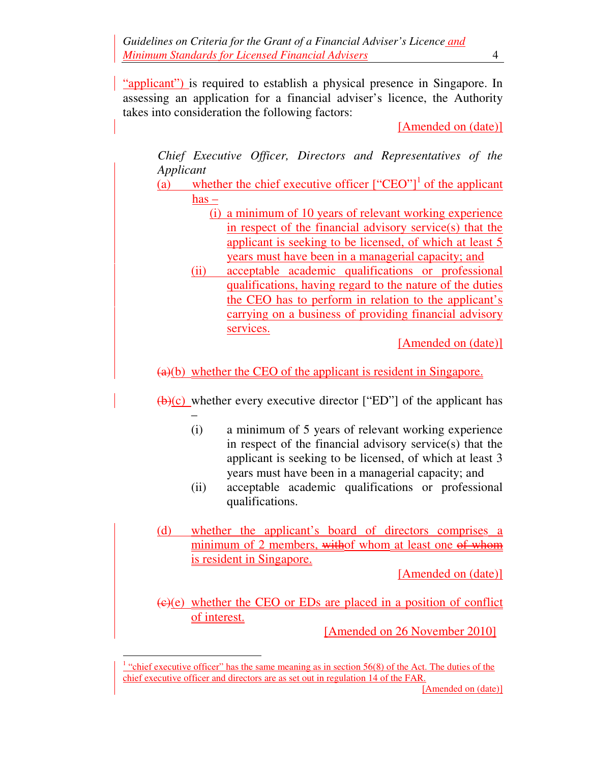"applicant") is required to establish a physical presence in Singapore. In assessing an application for a financial adviser's licence, the Authority takes into consideration the following factors:

[Amended on (date)]

*Chief Executive Officer, Directors and Representatives of the Applicant*

(a) whether the chief executive officer ["CEO"][1] of the applicant has –

(i) a minimum of 10 years of relevant working experience in respect of the financial advisory service(s) that the applicant is seeking to be licensed, of which at least 5 years must have been in a managerial capacity; and

(ii) acceptable academic qualifications or professional qualifications, having regard to the nature of the duties the CEO has to perform in relation to the applicant's carrying on a business of providing financial advisory services.

[Amended on (date)]

~~(a)~~(b) whether the CEO of the applicant is resident in Singapore.

~~(b)~~(c) whether every executive director ["ED"] of the applicant has –

(i) a minimum of 5 years of relevant working experience in respect of the financial advisory service(s) that the applicant is seeking to be licensed, of which at least 3 years must have been in a managerial capacity; and

(ii) acceptable academic qualifications or professional qualifications.

(d) whether the applicant's board of directors comprises a minimum of 2 members, ~~with~~of whom at least one ~~of whom~~ is resident in Singapore.

[Amended on (date)]

~~(c)~~(e) whether the CEO or EDs are placed in a position of conflict of interest.

[Amended on 26 November 2010]

[1] "chief executive officer" has the same meaning as in section 56(8) of the Act. The duties of the chief executive officer and directors are as set out in regulation 14 of the FAR.

[Amended on (date)]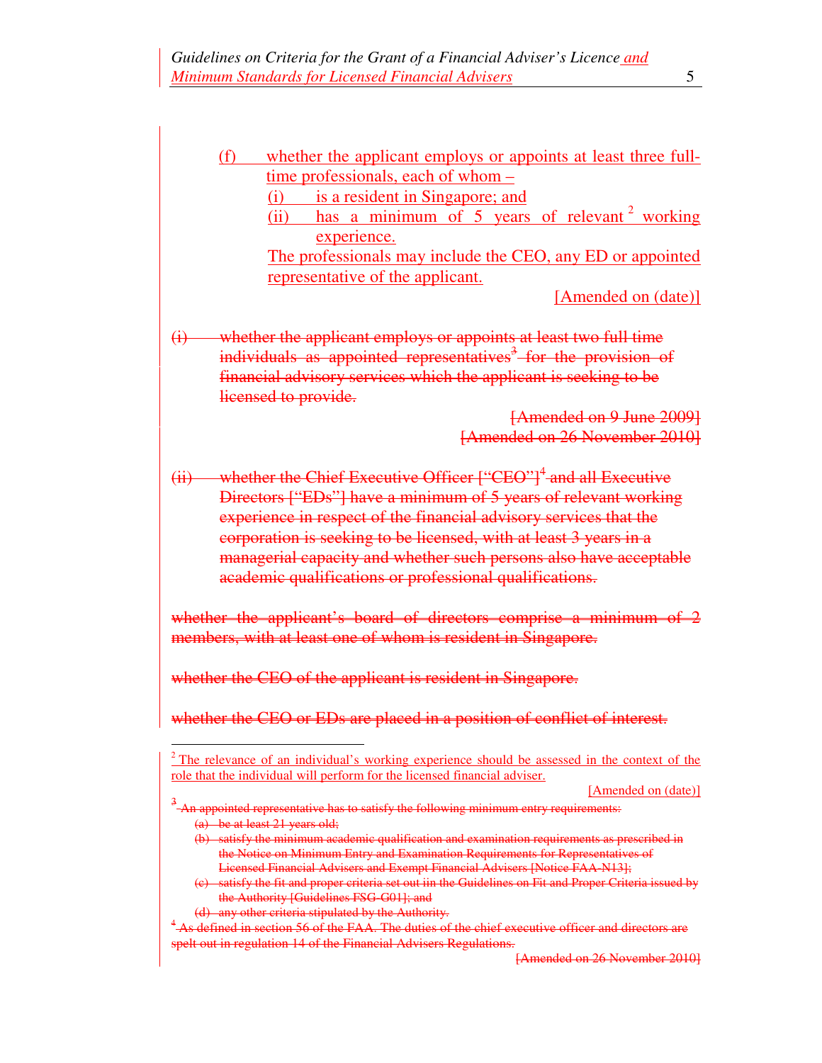(f) whether the applicant employs or appoints at least three full-time professionals, each of whom –

(i) is a resident in Singapore; and

(ii) has a minimum of 5 years of relevant[2] working experience.

The professionals may include the CEO, any ED or appointed representative of the applicant.

[Amended on (date)]

~~(i) whether the applicant employs or appoints at least two full time individuals as appointed representatives[3] for the provision of financial advisory services which the applicant is seeking to be licensed to provide.~~

~~[Amended on 9 June 2009]~~
~~[Amended on 26 November 2010]~~

~~(ii) whether the Chief Executive Officer ["CEO"][4] and all Executive Directors ["EDs"] have a minimum of 5 years of relevant working experience in respect of the financial advisory services that the corporation is seeking to be licensed, with at least 3 years in a managerial capacity and whether such persons also have acceptable academic qualifications or professional qualifications.~~

~~whether the applicant's board of directors comprise a minimum of 2 members, with at least one of whom is resident in Singapore.~~

~~whether the CEO of the applicant is resident in Singapore.~~

~~whether the CEO or EDs are placed in a position of conflict of interest.~~

---

[2] The relevance of an individual's working experience should be assessed in the context of the role that the individual will perform for the licensed financial adviser.

[Amended on (date)]

~~[3] An appointed representative has to satisfy the following minimum entry requirements:~~

~~(a) be at least 21 years old;~~

~~(b) satisfy the minimum academic qualification and examination requirements as prescribed in the Notice on Minimum Entry and Examination Requirements for Representatives of Licensed Financial Advisers and Exempt Financial Advisers [Notice FAA-N13];~~

~~(c) satisfy the fit and proper criteria set out iin the Guidelines on Fit and Proper Criteria issued by the Authority [Guidelines FSG-G01]; and~~

~~(d) any other criteria stipulated by the Authority.~~

~~[4] As defined in section 56 of the FAA. The duties of the chief executive officer and directors are spelt out in regulation 14 of the Financial Advisers Regulations.~~

~~[Amended on 26 November 2010]~~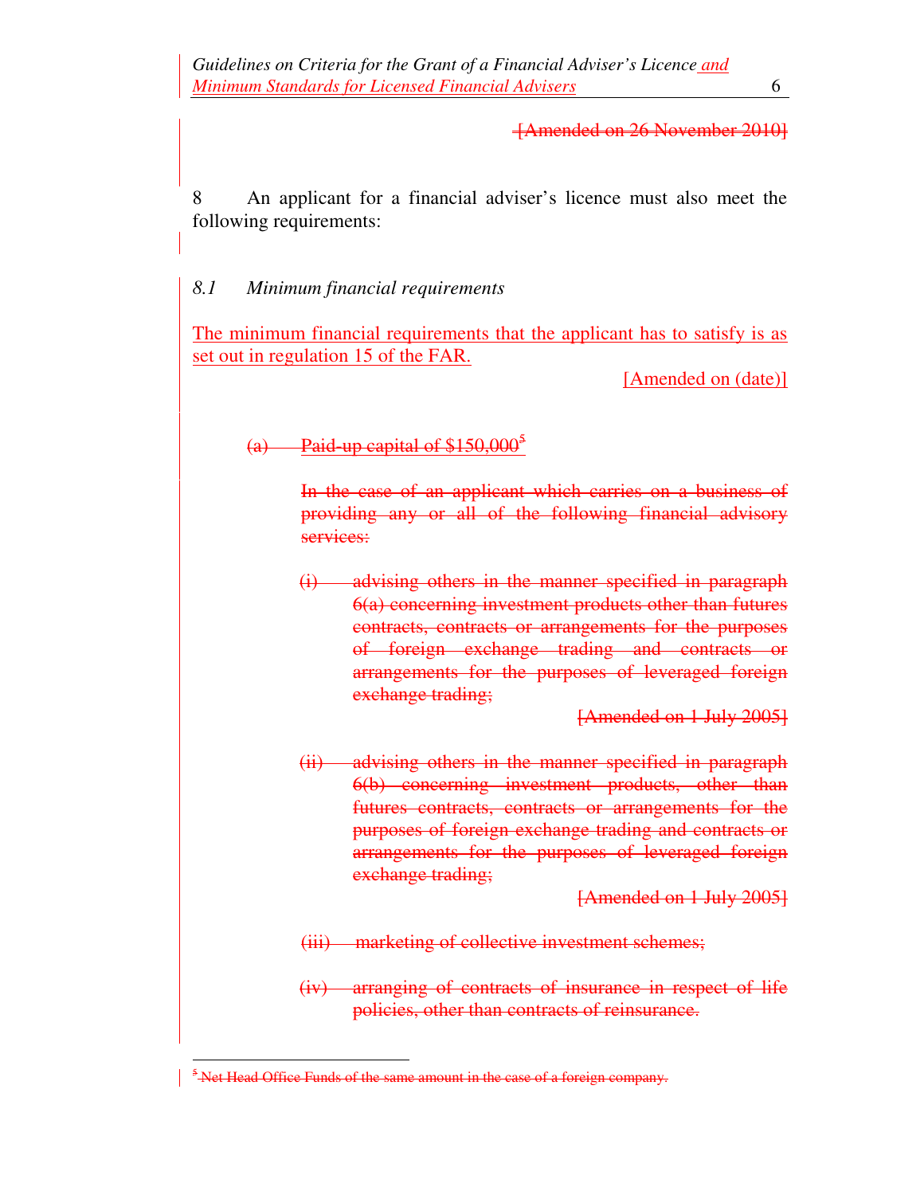~~[Amended on 26 November 2010]~~

8 An applicant for a financial adviser's licence must also meet the following requirements:

*8.1 Minimum financial requirements*

<u>The minimum financial requirements that the applicant has to satisfy is as set out in regulation 15 of the FAR.</u>

<u>[Amended on (date)]</u>

~~(a) Paid-up capital of $150,000~~[5]

~~In the case of an applicant which carries on a business of providing any or all of the following financial advisory services:~~

~~(i) advising others in the manner specified in paragraph 6(a) concerning investment products other than futures contracts, contracts or arrangements for the purposes of foreign exchange trading and contracts or arrangements for the purposes of leveraged foreign exchange trading;~~

~~[Amended on 1 July 2005]~~

~~(ii) advising others in the manner specified in paragraph 6(b) concerning investment products, other than futures contracts, contracts or arrangements for the purposes of foreign exchange trading and contracts or arrangements for the purposes of leveraged foreign exchange trading;~~

~~[Amended on 1 July 2005]~~

~~(iii) marketing of collective investment schemes;~~

~~(iv) arranging of contracts of insurance in respect of life policies, other than contracts of reinsurance.~~

---

[5] ~~Net Head Office Funds of the same amount in the case of a foreign company.~~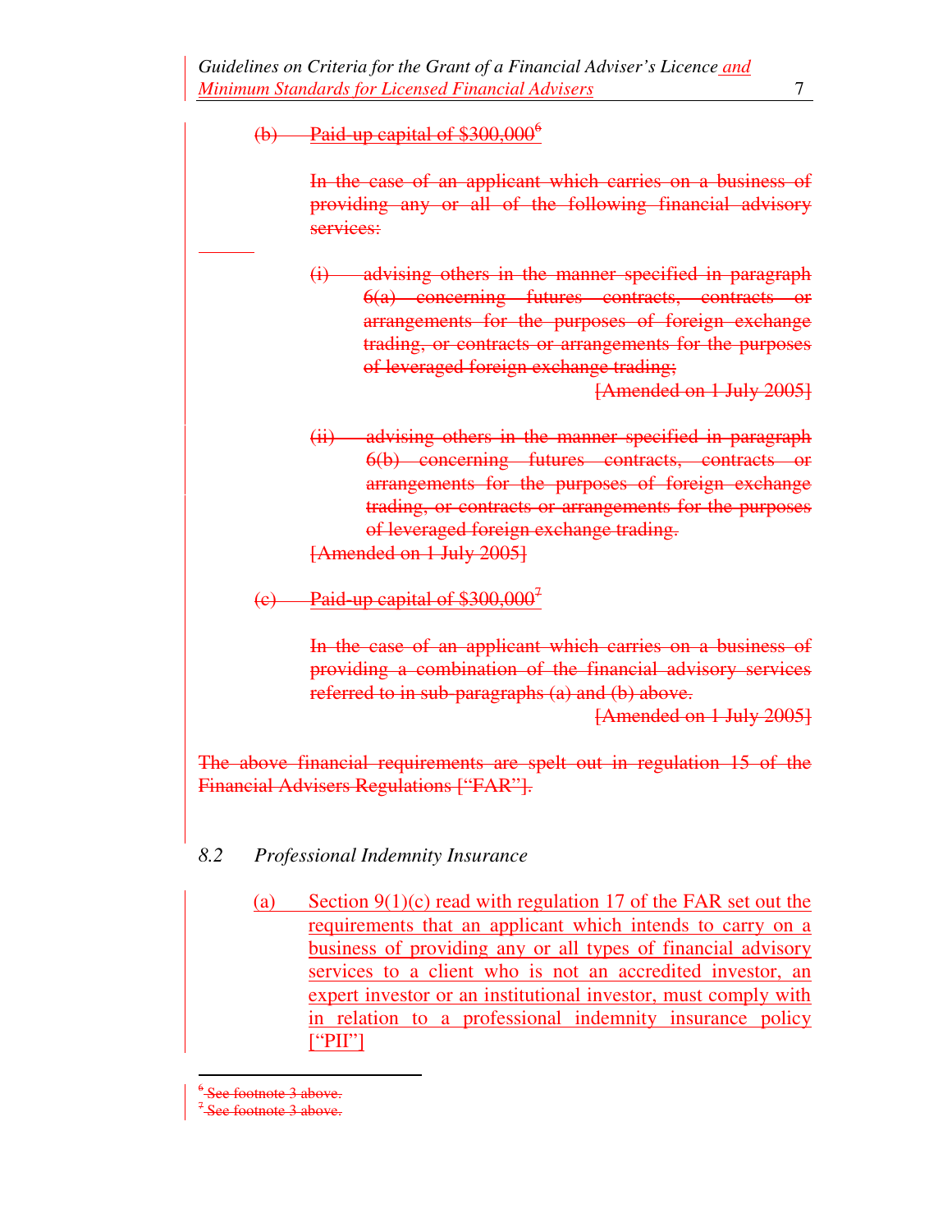(b) Paid-up capital of $300,000[6]

In the case of an applicant which carries on a business of providing any or all of the following financial advisory services:

(i) advising others in the manner specified in paragraph 6(a) concerning futures contracts, contracts or arrangements for the purposes of foreign exchange trading, or contracts or arrangements for the purposes of leveraged foreign exchange trading;

[Amended on 1 July 2005]

(ii) advising others in the manner specified in paragraph 6(b) concerning futures contracts, contracts or arrangements for the purposes of foreign exchange trading, or contracts or arrangements for the purposes of leveraged foreign exchange trading.

[Amended on 1 July 2005]

(c) Paid-up capital of $300,000[7]

In the case of an applicant which carries on a business of providing a combination of the financial advisory services referred to in sub-paragraphs (a) and (b) above.

[Amended on 1 July 2005]

The above financial requirements are spelt out in regulation 15 of the Financial Advisers Regulations ["FAR"].

*8.2 Professional Indemnity Insurance*

(a) Section 9(1)(c) read with regulation 17 of the FAR set out the requirements that an applicant which intends to carry on a business of providing any or all types of financial advisory services to a client who is not an accredited investor, an expert investor or an institutional investor, must comply with in relation to a professional indemnity insurance policy ["PII"]

---

[6] See footnote 3 above.

[7] See footnote 3 above.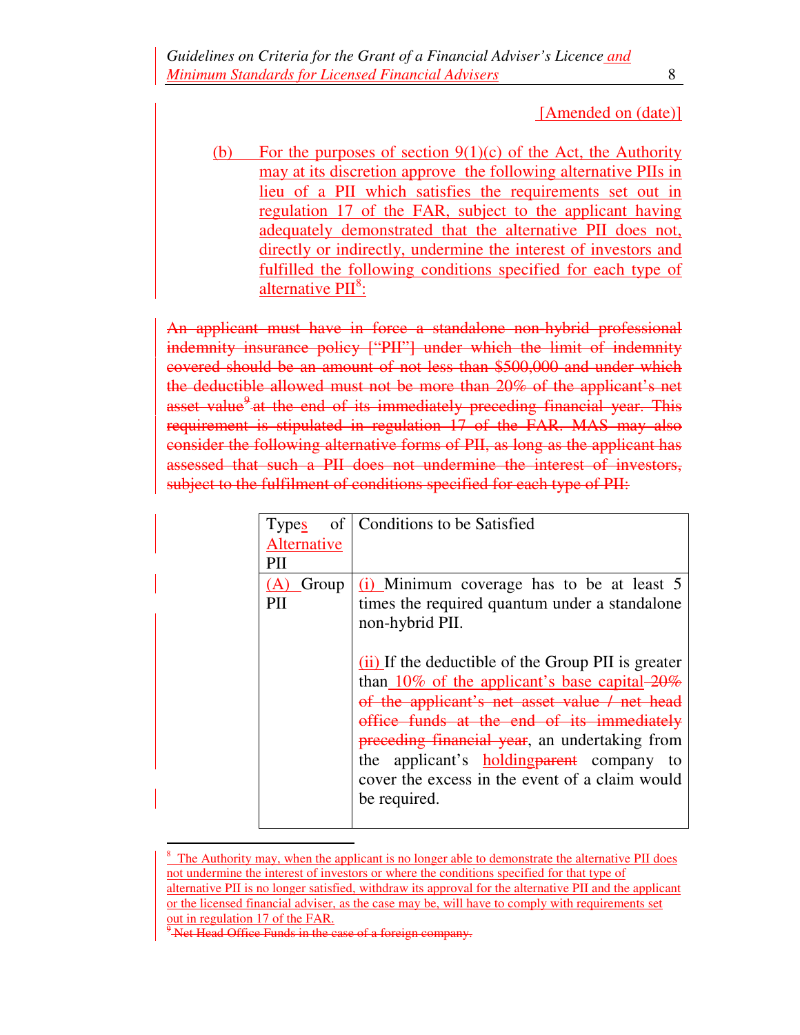[Amended on (date)]

(b) For the purposes of section 9(1)(c) of the Act, the Authority may at its discretion approve the following alternative PIIs in lieu of a PII which satisfies the requirements set out in regulation 17 of the FAR, subject to the applicant having adequately demonstrated that the alternative PII does not, directly or indirectly, undermine the interest of investors and fulfilled the following conditions specified for each type of alternative PII[8]:

~~An applicant must have in force a standalone non-hybrid professional indemnity insurance policy ["PII"] under which the limit of indemnity covered should be an amount of not less than $500,000 and under which the deductible allowed must not be more than 20% of the applicant's net asset value[9] at the end of its immediately preceding financial year. This requirement is stipulated in regulation 17 of the FAR. MAS may also consider the following alternative forms of PII, as long as the applicant has assessed that such a PII does not undermine the interest of investors, subject to the fulfilment of conditions specified for each type of PII:~~

| Types of Alternative PII | Conditions to be Satisfied |
|---|---|
| (A) Group PII | (i) Minimum coverage has to be at least 5 times the required quantum under a standalone non-hybrid PII.<br><br>(ii) If the deductible of the Group PII is greater than 10% of the applicant's base capital ~~20% of the applicant's net asset value / net head office funds at the end of its immediately preceding financial year~~, an undertaking from the applicant's holding ~~parent~~ company to cover the excess in the event of a claim would be required. |

[8] The Authority may, when the applicant is no longer able to demonstrate the alternative PII does not undermine the interest of investors or where the conditions specified for that type of alternative PII is no longer satisfied, withdraw its approval for the alternative PII and the applicant or the licensed financial adviser, as the case may be, will have to comply with requirements set out in regulation 17 of the FAR.

~~[9] Net Head Office Funds in the case of a foreign company.~~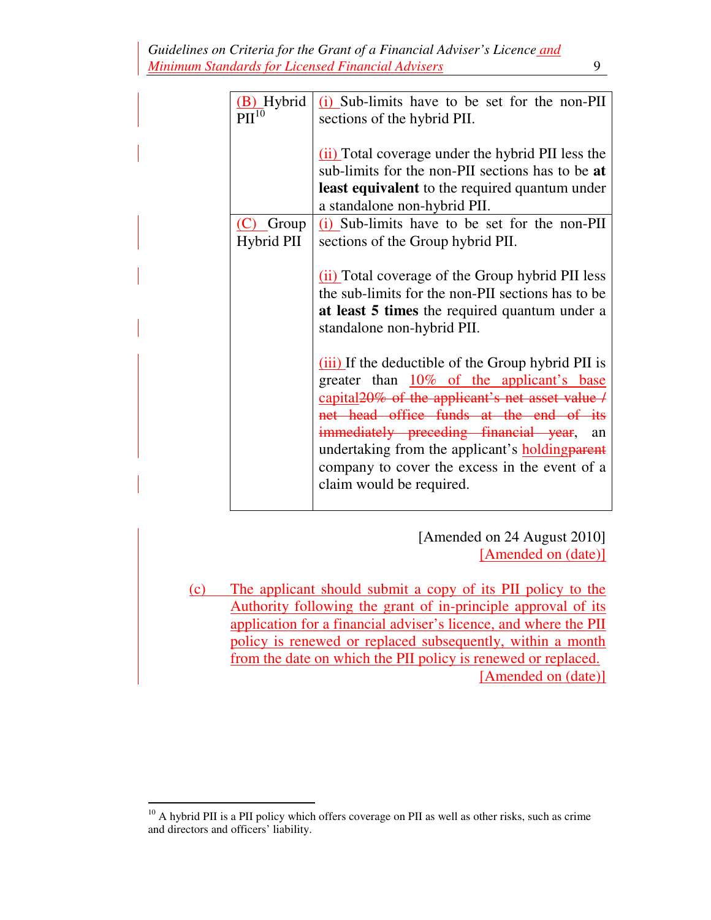| | |
|---|---|
| (B) Hybrid PII[10] | (i) Sub-limits have to be set for the non-PII sections of the hybrid PII.<br><br>(ii) Total coverage under the hybrid PII less the sub-limits for the non-PII sections has to be **at least equivalent** to the required quantum under a standalone non-hybrid PII. |
| (C) Group Hybrid PII | (i) Sub-limits have to be set for the non-PII sections of the Group hybrid PII.<br><br>(ii) Total coverage of the Group hybrid PII less the sub-limits for the non-PII sections has to be **at least 5 times** the required quantum under a standalone non-hybrid PII.<br><br>(iii) If the deductible of the Group hybrid PII is greater than 10% of the applicant's base capital~~20% of the applicant's net asset value / net head office funds at the end of its immediately preceding financial year~~, an undertaking from the applicant's holding~~parent~~ company to cover the excess in the event of a claim would be required. |

[Amended on 24 August 2010]
[Amended on (date)]

(c) The applicant should submit a copy of its PII policy to the Authority following the grant of in-principle approval of its application for a financial adviser's licence, and where the PII policy is renewed or replaced subsequently, within a month from the date on which the PII policy is renewed or replaced.
[Amended on (date)]

---

[10] A hybrid PII is a PII policy which offers coverage on PII as well as other risks, such as crime and directors and officers' liability.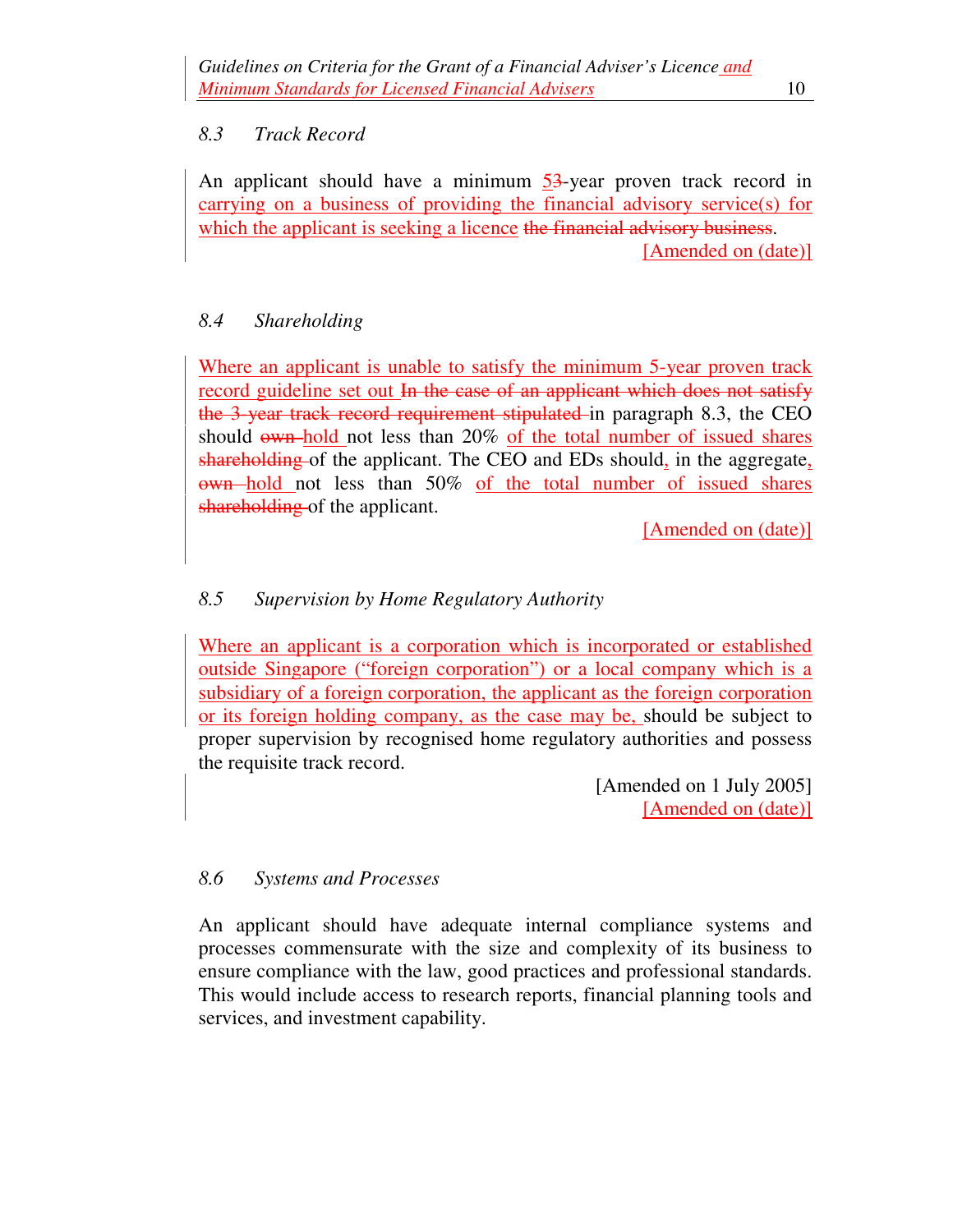### 8.3 *Track Record*

An applicant should have a minimum 5~~3~~-year proven track record in carrying on a business of providing the financial advisory service(s) for which the applicant is seeking a licence ~~the financial advisory business~~.

[Amended on (date)]

### 8.4 *Shareholding*

Where an applicant is unable to satisfy the minimum 5-year proven track record guideline set out ~~In the case of an applicant which does not satisfy the 3-year track record requirement stipulated~~ in paragraph 8.3, the CEO should ~~own~~ hold not less than 20% of the total number of issued shares ~~shareholding~~ of the applicant. The CEO and EDs should, in the aggregate, ~~own~~ hold not less than 50% of the total number of issued shares ~~shareholding~~ of the applicant.

[Amended on (date)]

### 8.5 *Supervision by Home Regulatory Authority*

Where an applicant is a corporation which is incorporated or established outside Singapore ("foreign corporation") or a local company which is a subsidiary of a foreign corporation, the applicant as the foreign corporation or its foreign holding company, as the case may be, should be subject to proper supervision by recognised home regulatory authorities and possess the requisite track record.

[Amended on 1 July 2005]
[Amended on (date)]

### 8.6 *Systems and Processes*

An applicant should have adequate internal compliance systems and processes commensurate with the size and complexity of its business to ensure compliance with the law, good practices and professional standards. This would include access to research reports, financial planning tools and services, and investment capability.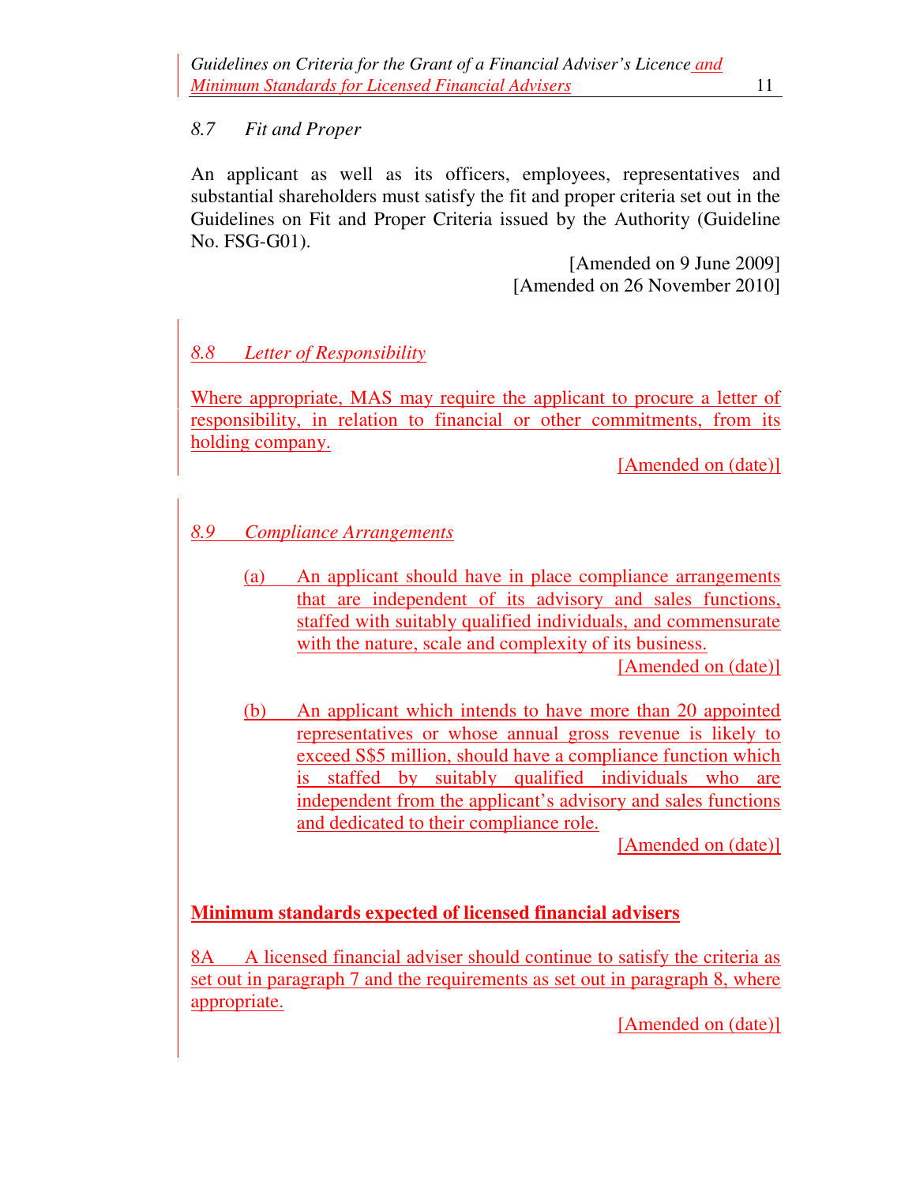*8.7 Fit and Proper*

An applicant as well as its officers, employees, representatives and substantial shareholders must satisfy the fit and proper criteria set out in the Guidelines on Fit and Proper Criteria issued by the Authority (Guideline No. FSG-G01).

[Amended on 9 June 2009]
[Amended on 26 November 2010]

*8.8 Letter of Responsibility*

Where appropriate, MAS may require the applicant to procure a letter of responsibility, in relation to financial or other commitments, from its holding company.

[Amended on (date)]

*8.9 Compliance Arrangements*

(a) An applicant should have in place compliance arrangements that are independent of its advisory and sales functions, staffed with suitably qualified individuals, and commensurate with the nature, scale and complexity of its business.

[Amended on (date)]

(b) An applicant which intends to have more than 20 appointed representatives or whose annual gross revenue is likely to exceed S$5 million, should have a compliance function which is staffed by suitably qualified individuals who are independent from the applicant's advisory and sales functions and dedicated to their compliance role.

[Amended on (date)]

**Minimum standards expected of licensed financial advisers**

8A A licensed financial adviser should continue to satisfy the criteria as set out in paragraph 7 and the requirements as set out in paragraph 8, where appropriate.

[Amended on (date)]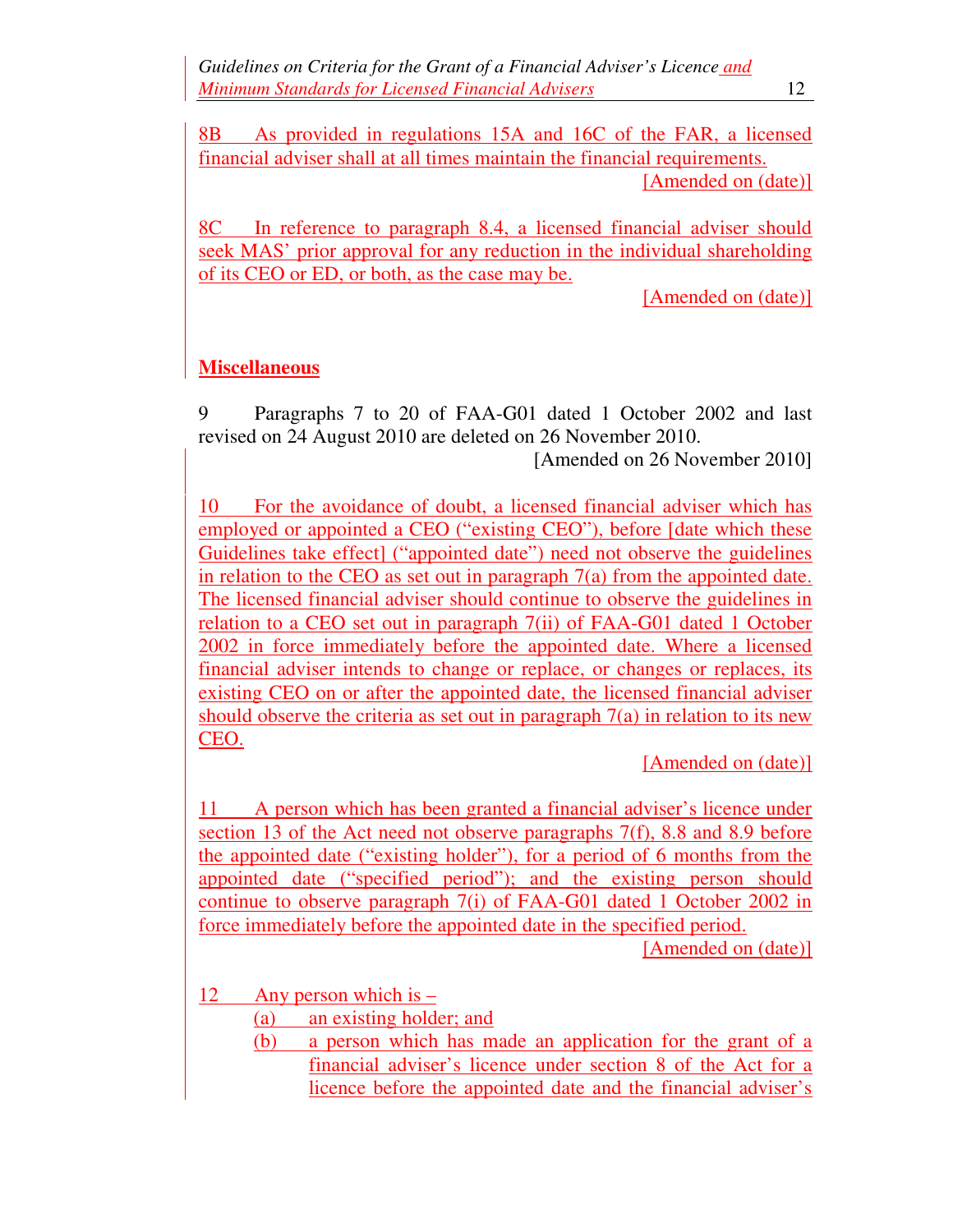8B As provided in regulations 15A and 16C of the FAR, a licensed financial adviser shall at all times maintain the financial requirements.

[Amended on (date)]

8C In reference to paragraph 8.4, a licensed financial adviser should seek MAS' prior approval for any reduction in the individual shareholding of its CEO or ED, or both, as the case may be.

[Amended on (date)]

## Miscellaneous

9 Paragraphs 7 to 20 of FAA-G01 dated 1 October 2002 and last revised on 24 August 2010 are deleted on 26 November 2010.

[Amended on 26 November 2010]

10 For the avoidance of doubt, a licensed financial adviser which has employed or appointed a CEO ("existing CEO"), before [date which these Guidelines take effect] ("appointed date") need not observe the guidelines in relation to the CEO as set out in paragraph 7(a) from the appointed date. The licensed financial adviser should continue to observe the guidelines in relation to a CEO set out in paragraph 7(ii) of FAA-G01 dated 1 October 2002 in force immediately before the appointed date. Where a licensed financial adviser intends to change or replace, or changes or replaces, its existing CEO on or after the appointed date, the licensed financial adviser should observe the criteria as set out in paragraph 7(a) in relation to its new CEO.

[Amended on (date)]

11 A person which has been granted a financial adviser's licence under section 13 of the Act need not observe paragraphs 7(f), 8.8 and 8.9 before the appointed date ("existing holder"), for a period of 6 months from the appointed date ("specified period"); and the existing person should continue to observe paragraph 7(i) of FAA-G01 dated 1 October 2002 in force immediately before the appointed date in the specified period.

[Amended on (date)]

12 Any person which is –

(a) an existing holder; and

(b) a person which has made an application for the grant of a financial adviser's licence under section 8 of the Act for a licence before the appointed date and the financial adviser's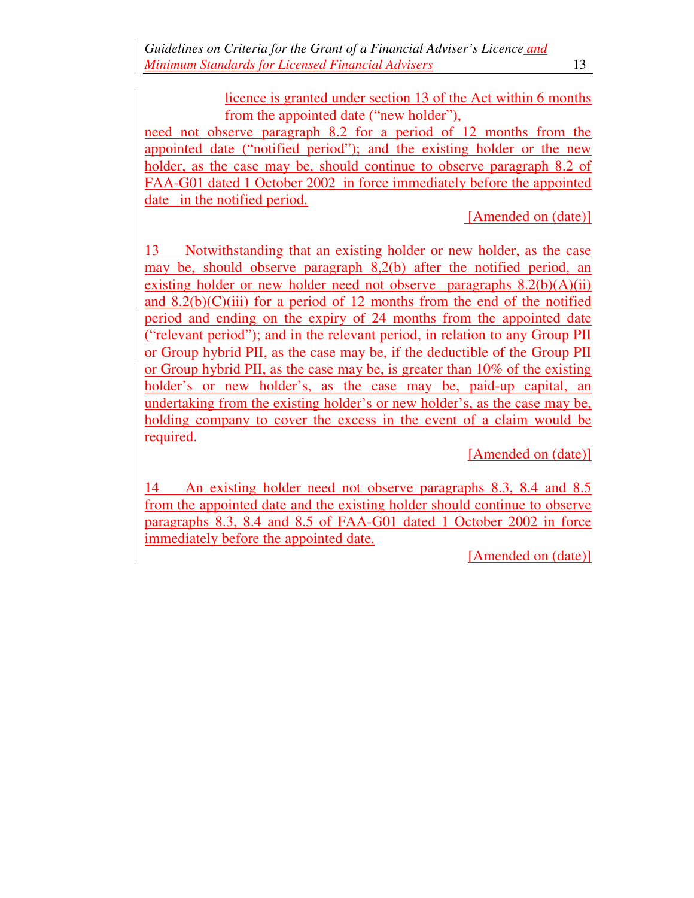licence is granted under section 13 of the Act within 6 months from the appointed date ("new holder"),

need not observe paragraph 8.2 for a period of 12 months from the appointed date ("notified period"); and the existing holder or the new holder, as the case may be, should continue to observe paragraph 8.2 of FAA-G01 dated 1 October 2002 in force immediately before the appointed date in the notified period.

[Amended on (date)]

13 Notwithstanding that an existing holder or new holder, as the case may be, should observe paragraph 8,2(b) after the notified period, an existing holder or new holder need not observe paragraphs 8.2(b)(A)(ii) and 8.2(b)(C)(iii) for a period of 12 months from the end of the notified period and ending on the expiry of 24 months from the appointed date ("relevant period"); and in the relevant period, in relation to any Group PII or Group hybrid PII, as the case may be, if the deductible of the Group PII or Group hybrid PII, as the case may be, is greater than 10% of the existing holder's or new holder's, as the case may be, paid-up capital, an undertaking from the existing holder's or new holder's, as the case may be, holding company to cover the excess in the event of a claim would be required.

[Amended on (date)]

14 An existing holder need not observe paragraphs 8.3, 8.4 and 8.5 from the appointed date and the existing holder should continue to observe paragraphs 8.3, 8.4 and 8.5 of FAA-G01 dated 1 October 2002 in force immediately before the appointed date.

[Amended on (date)]